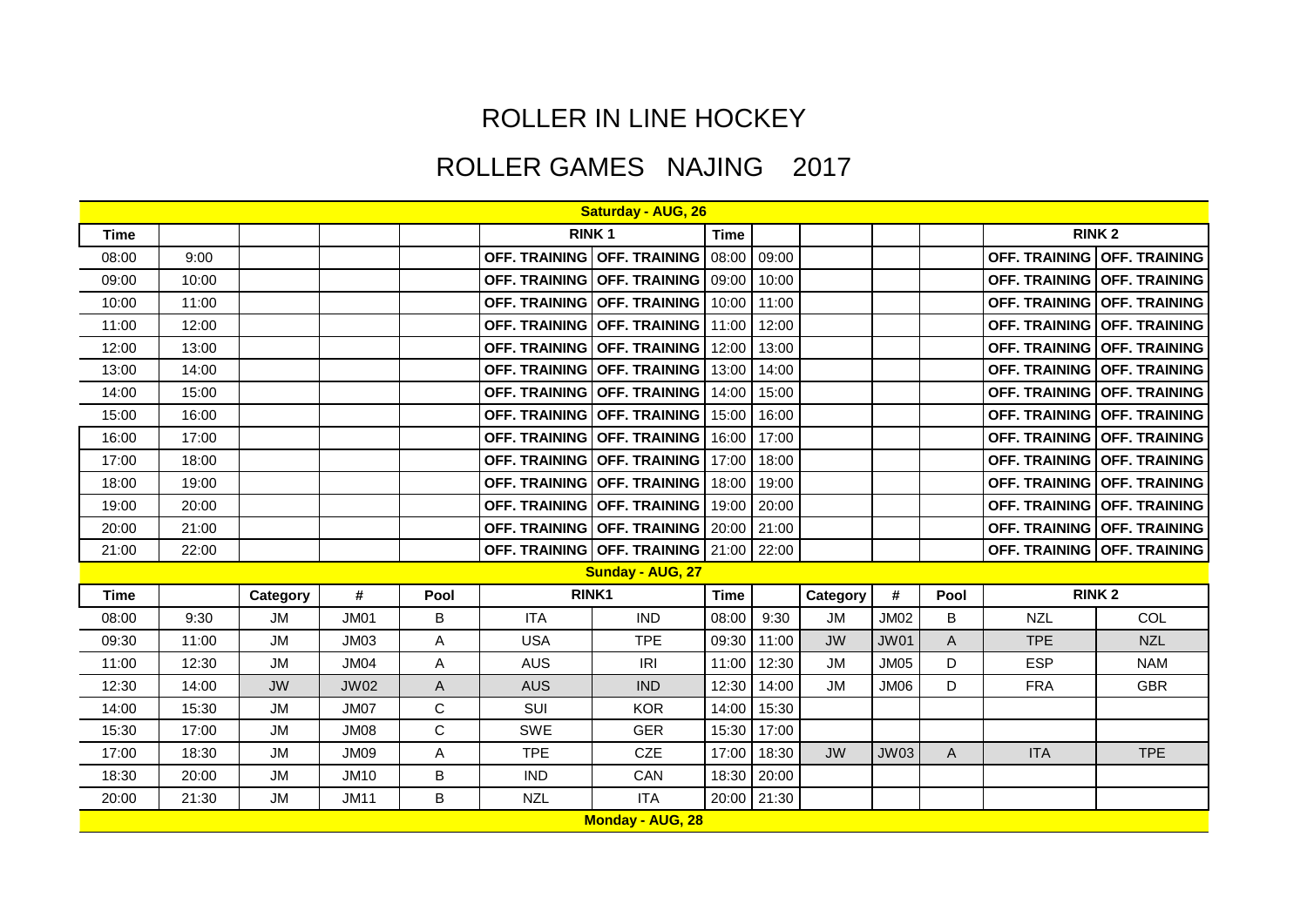# ROLLER IN LINE HOCKEY

## ROLLER GAMES NAJING 2017

| Time | | Category | # | Pool | RINK 1 | | Time | | Category | # | Pool | RINK 2 | |
|---|---|---|---|---|---|---|---|---|---|---|---|---|---|
| **Saturday - AUG, 26** | | | | | | | | | | | | | |
| 08:00 | 9:00 | | | | OFF. TRAINING | OFF. TRAINING | 08:00 | 09:00 | | | | OFF. TRAINING | OFF. TRAINING |
| 09:00 | 10:00 | | | | OFF. TRAINING | OFF. TRAINING | 09:00 | 10:00 | | | | OFF. TRAINING | OFF. TRAINING |
| 10:00 | 11:00 | | | | OFF. TRAINING | OFF. TRAINING | 10:00 | 11:00 | | | | OFF. TRAINING | OFF. TRAINING |
| 11:00 | 12:00 | | | | OFF. TRAINING | OFF. TRAINING | 11:00 | 12:00 | | | | OFF. TRAINING | OFF. TRAINING |
| 12:00 | 13:00 | | | | OFF. TRAINING | OFF. TRAINING | 12:00 | 13:00 | | | | OFF. TRAINING | OFF. TRAINING |
| 13:00 | 14:00 | | | | OFF. TRAINING | OFF. TRAINING | 13:00 | 14:00 | | | | OFF. TRAINING | OFF. TRAINING |
| 14:00 | 15:00 | | | | OFF. TRAINING | OFF. TRAINING | 14:00 | 15:00 | | | | OFF. TRAINING | OFF. TRAINING |
| 15:00 | 16:00 | | | | OFF. TRAINING | OFF. TRAINING | 15:00 | 16:00 | | | | OFF. TRAINING | OFF. TRAINING |
| 16:00 | 17:00 | | | | OFF. TRAINING | OFF. TRAINING | 16:00 | 17:00 | | | | OFF. TRAINING | OFF. TRAINING |
| 17:00 | 18:00 | | | | OFF. TRAINING | OFF. TRAINING | 17:00 | 18:00 | | | | OFF. TRAINING | OFF. TRAINING |
| 18:00 | 19:00 | | | | OFF. TRAINING | OFF. TRAINING | 18:00 | 19:00 | | | | OFF. TRAINING | OFF. TRAINING |
| 19:00 | 20:00 | | | | OFF. TRAINING | OFF. TRAINING | 19:00 | 20:00 | | | | OFF. TRAINING | OFF. TRAINING |
| 20:00 | 21:00 | | | | OFF. TRAINING | OFF. TRAINING | 20:00 | 21:00 | | | | OFF. TRAINING | OFF. TRAINING |
| 21:00 | 22:00 | | | | OFF. TRAINING | OFF. TRAINING | 21:00 | 22:00 | | | | OFF. TRAINING | OFF. TRAINING |
| **Sunday - AUG, 27** | | | | | | | | | | | | | |
| **Time** | | **Category** | **#** | **Pool** | **RINK1** | | **Time** | | **Category** | **#** | **Pool** | **RINK 2** | |
| 08:00 | 9:30 | JM | JM01 | B | ITA | IND | 08:00 | 9:30 | JM | JM02 | B | NZL | COL |
| 09:30 | 11:00 | JM | JM03 | A | USA | TPE | 09:30 | 11:00 | JW | JW01 | A | TPE | NZL |
| 11:00 | 12:30 | JM | JM04 | A | AUS | IRI | 11:00 | 12:30 | JM | JM05 | D | ESP | NAM |
| 12:30 | 14:00 | JW | JW02 | A | AUS | IND | 12:30 | 14:00 | JM | JM06 | D | FRA | GBR |
| 14:00 | 15:30 | JM | JM07 | C | SUI | KOR | 14:00 | 15:30 | | | | | |
| 15:30 | 17:00 | JM | JM08 | C | SWE | GER | 15:30 | 17:00 | | | | | |
| 17:00 | 18:30 | JM | JM09 | A | TPE | CZE | 17:00 | 18:30 | JW | JW03 | A | ITA | TPE |
| 18:30 | 20:00 | JM | JM10 | B | IND | CAN | 18:30 | 20:00 | | | | | |
| 20:00 | 21:30 | JM | JM11 | B | NZL | ITA | 20:00 | 21:30 | | | | | |
| **Monday - AUG, 28** | | | | | | | | | | | | | |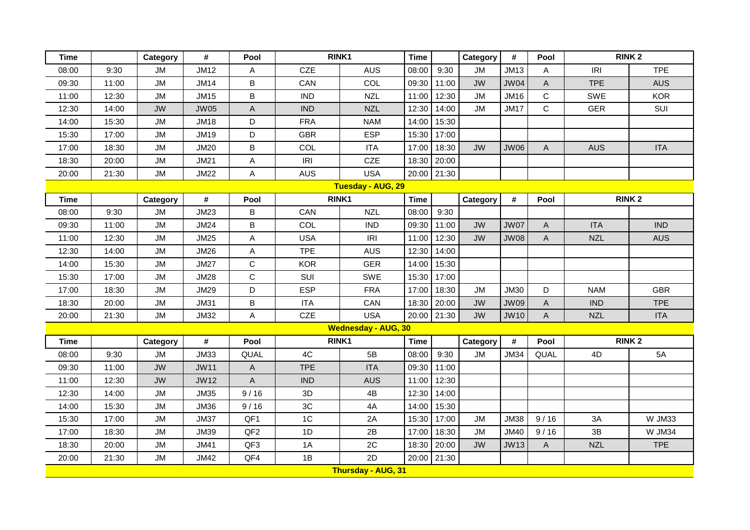| Time | | Category | # | Pool | RINK1 | | Time | | Category | # | Pool | RINK 2 | |
|---|---|---|---|---|---|---|---|---|---|---|---|---|---|
| 08:00 | 9:30 | JM | JM12 | A | CZE | AUS | 08:00 | 9:30 | JM | JM13 | A | IRI | TPE |
| 09:30 | 11:00 | JM | JM14 | B | CAN | COL | 09:30 | 11:00 | JW | JW04 | A | TPE | AUS |
| 11:00 | 12:30 | JM | JM15 | B | IND | NZL | 11:00 | 12:30 | JM | JM16 | C | SWE | KOR |
| 12:30 | 14:00 | JW | JW05 | A | IND | NZL | 12:30 | 14:00 | JM | JM17 | C | GER | SUI |
| 14:00 | 15:30 | JM | JM18 | D | FRA | NAM | 14:00 | 15:30 | | | | | |
| 15:30 | 17:00 | JM | JM19 | D | GBR | ESP | 15:30 | 17:00 | | | | | |
| 17:00 | 18:30 | JM | JM20 | B | COL | ITA | 17:00 | 18:30 | JW | JW06 | A | AUS | ITA |
| 18:30 | 20:00 | JM | JM21 | A | IRI | CZE | 18:30 | 20:00 | | | | | |
| 20:00 | 21:30 | JM | JM22 | A | AUS | USA | 20:00 | 21:30 | | | | | |

**Tuesday - AUG, 29**

| Time | | Category | # | Pool | RINK1 | | Time | | Category | # | Pool | RINK 2 | |
|---|---|---|---|---|---|---|---|---|---|---|---|---|---|
| 08:00 | 9:30 | JM | JM23 | B | CAN | NZL | 08:00 | 9:30 | | | | | |
| 09:30 | 11:00 | JM | JM24 | B | COL | IND | 09:30 | 11:00 | JW | JW07 | A | ITA | IND |
| 11:00 | 12:30 | JM | JM25 | A | USA | IRI | 11:00 | 12:30 | JW | JW08 | A | NZL | AUS |
| 12:30 | 14:00 | JM | JM26 | A | TPE | AUS | 12:30 | 14:00 | | | | | |
| 14:00 | 15:30 | JM | JM27 | C | KOR | GER | 14:00 | 15:30 | | | | | |
| 15:30 | 17:00 | JM | JM28 | C | SUI | SWE | 15:30 | 17:00 | | | | | |
| 17:00 | 18:30 | JM | JM29 | D | ESP | FRA | 17:00 | 18:30 | JM | JM30 | D | NAM | GBR |
| 18:30 | 20:00 | JM | JM31 | B | ITA | CAN | 18:30 | 20:00 | JW | JW09 | A | IND | TPE |
| 20:00 | 21:30 | JM | JM32 | A | CZE | USA | 20:00 | 21:30 | JW | JW10 | A | NZL | ITA |

**Wednesday - AUG, 30**

| Time | | Category | # | Pool | RINK1 | | Time | | Category | # | Pool | RINK 2 | |
|---|---|---|---|---|---|---|---|---|---|---|---|---|---|
| 08:00 | 9:30 | JM | JM33 | QUAL | 4C | 5B | 08:00 | 9:30 | JM | JM34 | QUAL | 4D | 5A |
| 09:30 | 11:00 | JW | JW11 | A | TPE | ITA | 09:30 | 11:00 | | | | | |
| 11:00 | 12:30 | JW | JW12 | A | IND | AUS | 11:00 | 12:30 | | | | | |
| 12:30 | 14:00 | JM | JM35 | 9 / 16 | 3D | 4B | 12:30 | 14:00 | | | | | |
| 14:00 | 15:30 | JM | JM36 | 9 / 16 | 3C | 4A | 14:00 | 15:30 | | | | | |
| 15:30 | 17:00 | JM | JM37 | QF1 | 1C | 2A | 15:30 | 17:00 | JM | JM38 | 9 / 16 | 3A | W JM33 |
| 17:00 | 18:30 | JM | JM39 | QF2 | 1D | 2B | 17:00 | 18:30 | JM | JM40 | 9 / 16 | 3B | W JM34 |
| 18:30 | 20:00 | JM | JM41 | QF3 | 1A | 2C | 18:30 | 20:00 | JW | JW13 | A | NZL | TPE |
| 20:00 | 21:30 | JM | JM42 | QF4 | 1B | 2D | 20:00 | 21:30 | | | | | |

**Thursday - AUG, 31**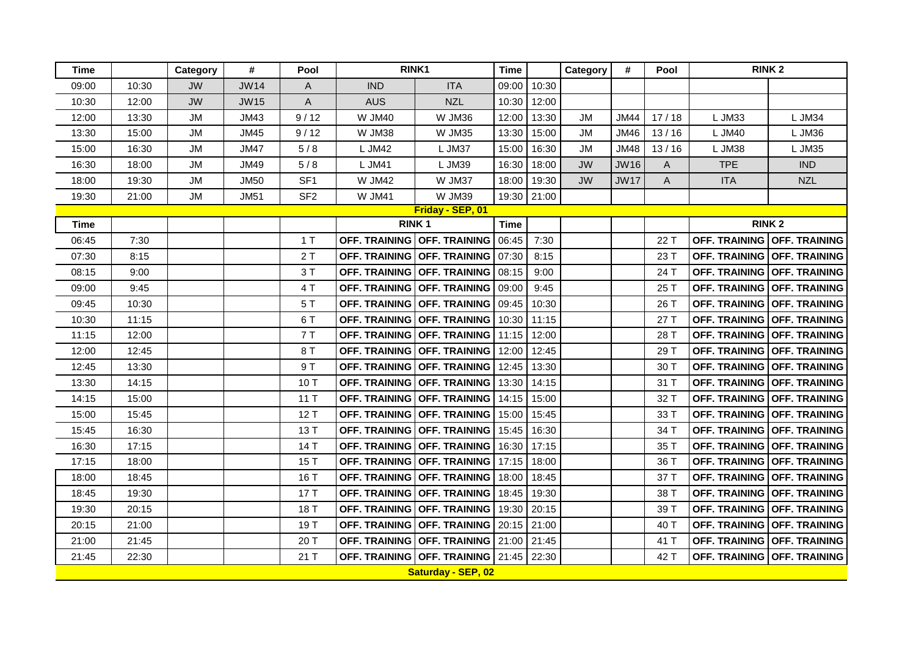| Time | | Category | # | Pool | RINK1 | | Time | | Category | # | Pool | RINK 2 | |
|---|---|---|---|---|---|---|---|---|---|---|---|---|---|
| 09:00 | 10:30 | JW | JW14 | A | IND | ITA | 09:00 | 10:30 | | | | | |
| 10:30 | 12:00 | JW | JW15 | A | AUS | NZL | 10:30 | 12:00 | | | | | |
| 12:00 | 13:30 | JM | JM43 | 9 / 12 | W JM40 | W JM36 | 12:00 | 13:30 | JM | JM44 | 17 / 18 | L JM33 | L JM34 |
| 13:30 | 15:00 | JM | JM45 | 9 / 12 | W JM38 | W JM35 | 13:30 | 15:00 | JM | JM46 | 13 / 16 | L JM40 | L JM36 |
| 15:00 | 16:30 | JM | JM47 | 5 / 8 | L JM42 | L JM37 | 15:00 | 16:30 | JM | JM48 | 13 / 16 | L JM38 | L JM35 |
| 16:30 | 18:00 | JM | JM49 | 5 / 8 | L JM41 | L JM39 | 16:30 | 18:00 | JW | JW16 | A | TPE | IND |
| 18:00 | 19:30 | JM | JM50 | SF1 | W JM42 | W JM37 | 18:00 | 19:30 | JW | JW17 | A | ITA | NZL |
| 19:30 | 21:00 | JM | JM51 | SF2 | W JM41 | W JM39 | 19:30 | 21:00 | | | | | |
| | | | | | **Friday - SEP, 01** | | | | | | | | |
| **Time** | | | | | **RINK 1** | | **Time** | | | | | **RINK 2** | |
| 06:45 | 7:30 | | | 1 T | **OFF. TRAINING** | **OFF. TRAINING** | 06:45 | 7:30 | | | 22 T | **OFF. TRAINING** | **OFF. TRAINING** |
| 07:30 | 8:15 | | | 2 T | **OFF. TRAINING** | **OFF. TRAINING** | 07:30 | 8:15 | | | 23 T | **OFF. TRAINING** | **OFF. TRAINING** |
| 08:15 | 9:00 | | | 3 T | **OFF. TRAINING** | **OFF. TRAINING** | 08:15 | 9:00 | | | 24 T | **OFF. TRAINING** | **OFF. TRAINING** |
| 09:00 | 9:45 | | | 4 T | **OFF. TRAINING** | **OFF. TRAINING** | 09:00 | 9:45 | | | 25 T | **OFF. TRAINING** | **OFF. TRAINING** |
| 09:45 | 10:30 | | | 5 T | **OFF. TRAINING** | **OFF. TRAINING** | 09:45 | 10:30 | | | 26 T | **OFF. TRAINING** | **OFF. TRAINING** |
| 10:30 | 11:15 | | | 6 T | **OFF. TRAINING** | **OFF. TRAINING** | 10:30 | 11:15 | | | 27 T | **OFF. TRAINING** | **OFF. TRAINING** |
| 11:15 | 12:00 | | | 7 T | **OFF. TRAINING** | **OFF. TRAINING** | 11:15 | 12:00 | | | 28 T | **OFF. TRAINING** | **OFF. TRAINING** |
| 12:00 | 12:45 | | | 8 T | **OFF. TRAINING** | **OFF. TRAINING** | 12:00 | 12:45 | | | 29 T | **OFF. TRAINING** | **OFF. TRAINING** |
| 12:45 | 13:30 | | | 9 T | **OFF. TRAINING** | **OFF. TRAINING** | 12:45 | 13:30 | | | 30 T | **OFF. TRAINING** | **OFF. TRAINING** |
| 13:30 | 14:15 | | | 10 T | **OFF. TRAINING** | **OFF. TRAINING** | 13:30 | 14:15 | | | 31 T | **OFF. TRAINING** | **OFF. TRAINING** |
| 14:15 | 15:00 | | | 11 T | **OFF. TRAINING** | **OFF. TRAINING** | 14:15 | 15:00 | | | 32 T | **OFF. TRAINING** | **OFF. TRAINING** |
| 15:00 | 15:45 | | | 12 T | **OFF. TRAINING** | **OFF. TRAINING** | 15:00 | 15:45 | | | 33 T | **OFF. TRAINING** | **OFF. TRAINING** |
| 15:45 | 16:30 | | | 13 T | **OFF. TRAINING** | **OFF. TRAINING** | 15:45 | 16:30 | | | 34 T | **OFF. TRAINING** | **OFF. TRAINING** |
| 16:30 | 17:15 | | | 14 T | **OFF. TRAINING** | **OFF. TRAINING** | 16:30 | 17:15 | | | 35 T | **OFF. TRAINING** | **OFF. TRAINING** |
| 17:15 | 18:00 | | | 15 T | **OFF. TRAINING** | **OFF. TRAINING** | 17:15 | 18:00 | | | 36 T | **OFF. TRAINING** | **OFF. TRAINING** |
| 18:00 | 18:45 | | | 16 T | **OFF. TRAINING** | **OFF. TRAINING** | 18:00 | 18:45 | | | 37 T | **OFF. TRAINING** | **OFF. TRAINING** |
| 18:45 | 19:30 | | | 17 T | **OFF. TRAINING** | **OFF. TRAINING** | 18:45 | 19:30 | | | 38 T | **OFF. TRAINING** | **OFF. TRAINING** |
| 19:30 | 20:15 | | | 18 T | **OFF. TRAINING** | **OFF. TRAINING** | 19:30 | 20:15 | | | 39 T | **OFF. TRAINING** | **OFF. TRAINING** |
| 20:15 | 21:00 | | | 19 T | **OFF. TRAINING** | **OFF. TRAINING** | 20:15 | 21:00 | | | 40 T | **OFF. TRAINING** | **OFF. TRAINING** |
| 21:00 | 21:45 | | | 20 T | **OFF. TRAINING** | **OFF. TRAINING** | 21:00 | 21:45 | | | 41 T | **OFF. TRAINING** | **OFF. TRAINING** |
| 21:45 | 22:30 | | | 21 T | **OFF. TRAINING** | **OFF. TRAINING** | 21:45 | 22:30 | | | 42 T | **OFF. TRAINING** | **OFF. TRAINING** |
| | | | | | **Saturday - SEP, 02** | | | | | | | | |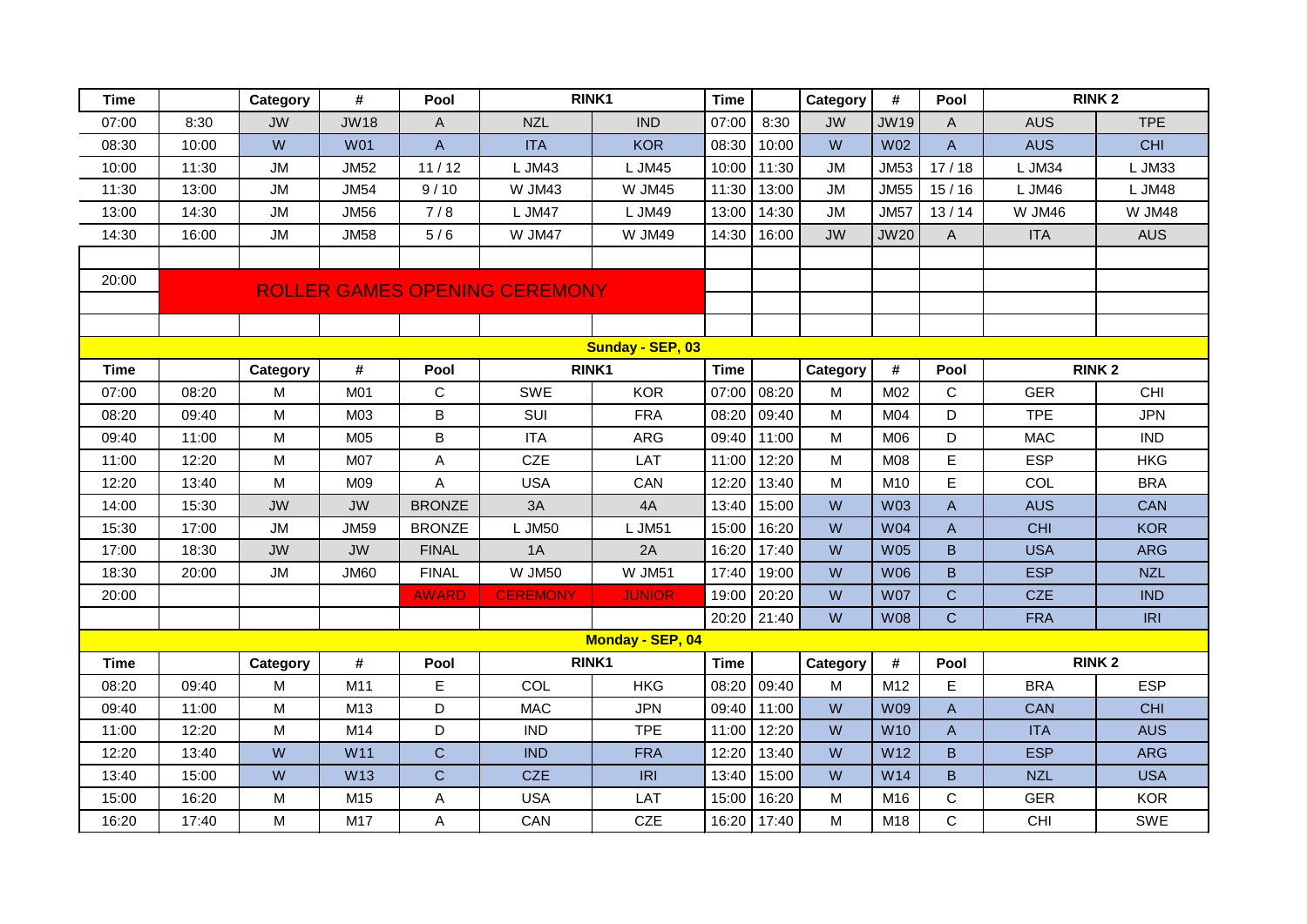| Time | | Category | # | Pool | RINK1 | | Time | | Category | # | Pool | RINK 2 | |
|---|---|---|---|---|---|---|---|---|---|---|---|---|---|
| 07:00 | 8:30 | JW | JW18 | A | NZL | IND | 07:00 | 8:30 | JW | JW19 | A | AUS | TPE |
| 08:30 | 10:00 | W | W01 | A | ITA | KOR | 08:30 | 10:00 | W | W02 | A | AUS | CHI |
| 10:00 | 11:30 | JM | JM52 | 11 / 12 | L JM43 | L JM45 | 10:00 | 11:30 | JM | JM53 | 17 / 18 | L JM34 | L JM33 |
| 11:30 | 13:00 | JM | JM54 | 9 / 10 | W JM43 | W JM45 | 11:30 | 13:00 | JM | JM55 | 15 / 16 | L JM46 | L JM48 |
| 13:00 | 14:30 | JM | JM56 | 7 / 8 | L JM47 | L JM49 | 13:00 | 14:30 | JM | JM57 | 13 / 14 | W JM46 | W JM48 |
| 14:30 | 16:00 | JM | JM58 | 5 / 6 | W JM47 | W JM49 | 14:30 | 16:00 | JW | JW20 | A | ITA | AUS |
| | | | | | | | | | | | | | |
| 20:00 | ROLLER GAMES OPENING CEREMONY | | | | | | | | | | | | |
| | | | | | | | | | | | | | |
| | | | | | | | | | | | | | |
| | | | | | **Sunday - SEP, 03** | | | | | | | | |
| **Time** | | **Category** | **#** | **Pool** | **RINK1** | | **Time** | | **Category** | **#** | **Pool** | **RINK 2** | |
| 07:00 | 08:20 | M | M01 | C | SWE | KOR | 07:00 | 08:20 | M | M02 | C | GER | CHI |
| 08:20 | 09:40 | M | M03 | B | SUI | FRA | 08:20 | 09:40 | M | M04 | D | TPE | JPN |
| 09:40 | 11:00 | M | M05 | B | ITA | ARG | 09:40 | 11:00 | M | M06 | D | MAC | IND |
| 11:00 | 12:20 | M | M07 | A | CZE | LAT | 11:00 | 12:20 | M | M08 | E | ESP | HKG |
| 12:20 | 13:40 | M | M09 | A | USA | CAN | 12:20 | 13:40 | M | M10 | E | COL | BRA |
| 14:00 | 15:30 | JW | JW | BRONZE | 3A | 4A | 13:40 | 15:00 | W | W03 | A | AUS | CAN |
| 15:30 | 17:00 | JM | JM59 | BRONZE | L JM50 | L JM51 | 15:00 | 16:20 | W | W04 | A | CHI | KOR |
| 17:00 | 18:30 | JW | JW | FINAL | 1A | 2A | 16:20 | 17:40 | W | W05 | B | USA | ARG |
| 18:30 | 20:00 | JM | JM60 | FINAL | W JM50 | W JM51 | 17:40 | 19:00 | W | W06 | B | ESP | NZL |
| 20:00 | | | | AWARD | CEREMONY | JUNIOR | 19:00 | 20:20 | W | W07 | C | CZE | IND |
| | | | | | | | 20:20 | 21:40 | W | W08 | C | FRA | IRI |
| | | | | | **Monday - SEP, 04** | | | | | | | | |
| **Time** | | **Category** | **#** | **Pool** | **RINK1** | | **Time** | | **Category** | **#** | **Pool** | **RINK 2** | |
| 08:20 | 09:40 | M | M11 | E | COL | HKG | 08:20 | 09:40 | M | M12 | E | BRA | ESP |
| 09:40 | 11:00 | M | M13 | D | MAC | JPN | 09:40 | 11:00 | W | W09 | A | CAN | CHI |
| 11:00 | 12:20 | M | M14 | D | IND | TPE | 11:00 | 12:20 | W | W10 | A | ITA | AUS |
| 12:20 | 13:40 | W | W11 | C | IND | FRA | 12:20 | 13:40 | W | W12 | B | ESP | ARG |
| 13:40 | 15:00 | W | W13 | C | CZE | IRI | 13:40 | 15:00 | W | W14 | B | NZL | USA |
| 15:00 | 16:20 | M | M15 | A | USA | LAT | 15:00 | 16:20 | M | M16 | C | GER | KOR |
| 16:20 | 17:40 | M | M17 | A | CAN | CZE | 16:20 | 17:40 | M | M18 | C | CHI | SWE |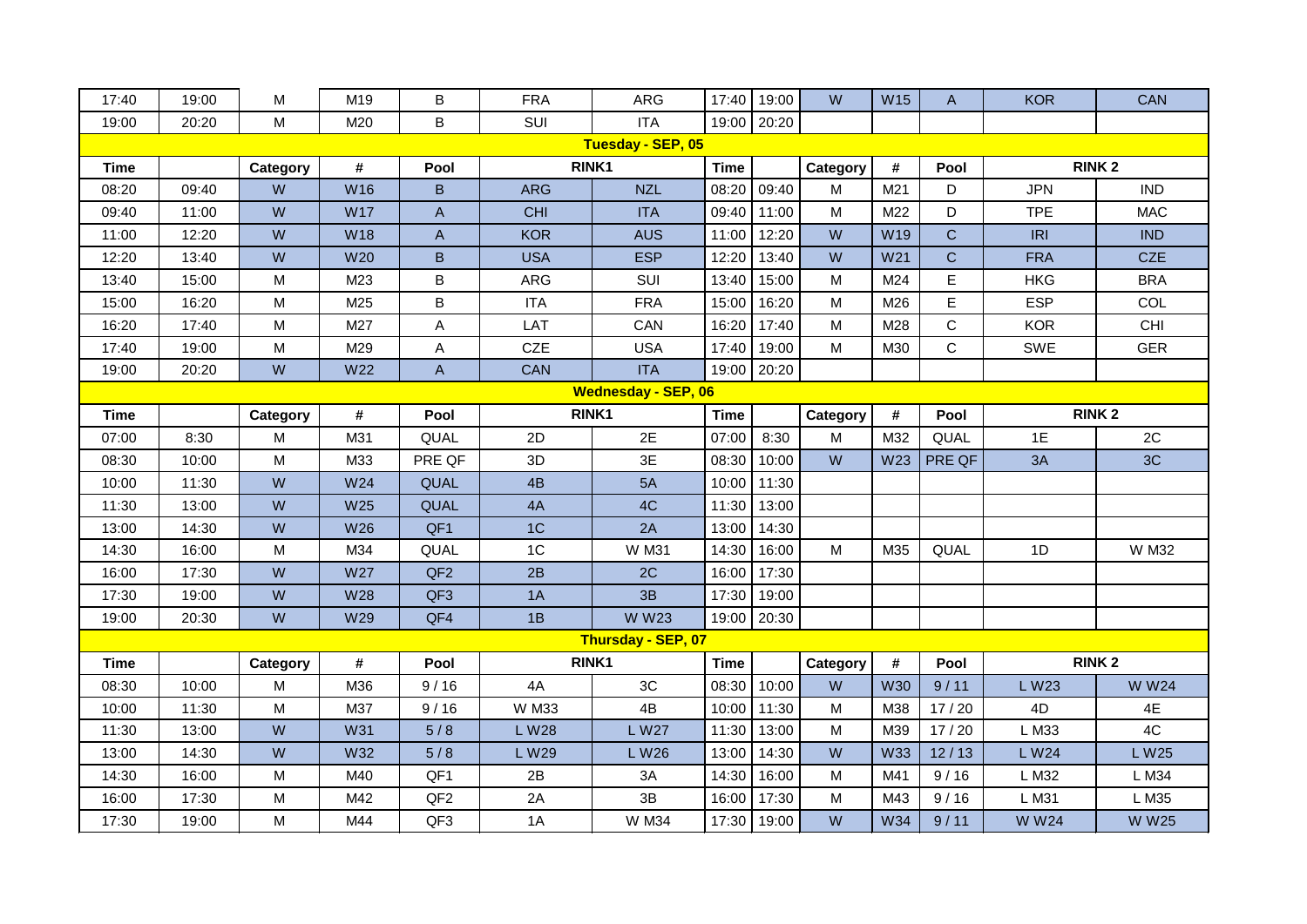| 17:40 | 19:00 | M | M19 | B | FRA | ARG | 17:40 | 19:00 | W | W15 | A | KOR | CAN |
|---|---|---|---|---|---|---|---|---|---|---|---|---|---|
| 19:00 | 20:20 | M | M20 | B | SUI | ITA | 19:00 | 20:20 | | | | | |
| **Tuesday - SEP, 05** | | | | | | | | | | | | | |
| **Time** | | **Category** | **#** | **Pool** | **RINK1** | | **Time** | | **Category** | **#** | **Pool** | **RINK 2** | |
| 08:20 | 09:40 | W | W16 | B | ARG | NZL | 08:20 | 09:40 | M | M21 | D | JPN | IND |
| 09:40 | 11:00 | W | W17 | A | CHI | ITA | 09:40 | 11:00 | M | M22 | D | TPE | MAC |
| 11:00 | 12:20 | W | W18 | A | KOR | AUS | 11:00 | 12:20 | W | W19 | C | IRI | IND |
| 12:20 | 13:40 | W | W20 | B | USA | ESP | 12:20 | 13:40 | W | W21 | C | FRA | CZE |
| 13:40 | 15:00 | M | M23 | B | ARG | SUI | 13:40 | 15:00 | M | M24 | E | HKG | BRA |
| 15:00 | 16:20 | M | M25 | B | ITA | FRA | 15:00 | 16:20 | M | M26 | E | ESP | COL |
| 16:20 | 17:40 | M | M27 | A | LAT | CAN | 16:20 | 17:40 | M | M28 | C | KOR | CHI |
| 17:40 | 19:00 | M | M29 | A | CZE | USA | 17:40 | 19:00 | M | M30 | C | SWE | GER |
| 19:00 | 20:20 | W | W22 | A | CAN | ITA | 19:00 | 20:20 | | | | | |
| **Wednesday - SEP, 06** | | | | | | | | | | | | | |
| **Time** | | **Category** | **#** | **Pool** | **RINK1** | | **Time** | | **Category** | **#** | **Pool** | **RINK 2** | |
| 07:00 | 8:30 | M | M31 | QUAL | 2D | 2E | 07:00 | 8:30 | M | M32 | QUAL | 1E | 2C |
| 08:30 | 10:00 | M | M33 | PRE QF | 3D | 3E | 08:30 | 10:00 | W | W23 | PRE QF | 3A | 3C |
| 10:00 | 11:30 | W | W24 | QUAL | 4B | 5A | 10:00 | 11:30 | | | | | |
| 11:30 | 13:00 | W | W25 | QUAL | 4A | 4C | 11:30 | 13:00 | | | | | |
| 13:00 | 14:30 | W | W26 | QF1 | 1C | 2A | 13:00 | 14:30 | | | | | |
| 14:30 | 16:00 | M | M34 | QUAL | 1C | W M31 | 14:30 | 16:00 | M | M35 | QUAL | 1D | W M32 |
| 16:00 | 17:30 | W | W27 | QF2 | 2B | 2C | 16:00 | 17:30 | | | | | |
| 17:30 | 19:00 | W | W28 | QF3 | 1A | 3B | 17:30 | 19:00 | | | | | |
| 19:00 | 20:30 | W | W29 | QF4 | 1B | W W23 | 19:00 | 20:30 | | | | | |
| **Thursday - SEP, 07** | | | | | | | | | | | | | |
| **Time** | | **Category** | **#** | **Pool** | **RINK1** | | **Time** | | **Category** | **#** | **Pool** | **RINK 2** | |
| 08:30 | 10:00 | M | M36 | 9 / 16 | 4A | 3C | 08:30 | 10:00 | W | W30 | 9 / 11 | L W23 | W W24 |
| 10:00 | 11:30 | M | M37 | 9 / 16 | W M33 | 4B | 10:00 | 11:30 | M | M38 | 17 / 20 | 4D | 4E |
| 11:30 | 13:00 | W | W31 | 5 / 8 | L W28 | L W27 | 11:30 | 13:00 | M | M39 | 17 / 20 | L M33 | 4C |
| 13:00 | 14:30 | W | W32 | 5 / 8 | L W29 | L W26 | 13:00 | 14:30 | W | W33 | 12 / 13 | L W24 | L W25 |
| 14:30 | 16:00 | M | M40 | QF1 | 2B | 3A | 14:30 | 16:00 | M | M41 | 9 / 16 | L M32 | L M34 |
| 16:00 | 17:30 | M | M42 | QF2 | 2A | 3B | 16:00 | 17:30 | M | M43 | 9 / 16 | L M31 | L M35 |
| 17:30 | 19:00 | M | M44 | QF3 | 1A | W M34 | 17:30 | 19:00 | W | W34 | 9 / 11 | W W24 | W W25 |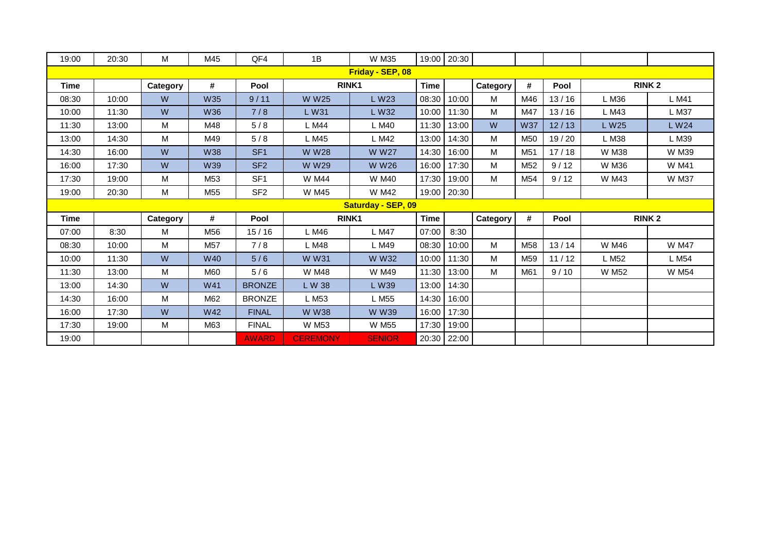| | | | | | | | | | | | | | |
|---|---|---|---|---|---|---|---|---|---|---|---|---|---|
| 19:00 | 20:30 | M | M45 | QF4 | 1B | W M35 | 19:00 | 20:30 | | | | | |
| **Friday - SEP, 08** | | | | | | | | | | | | | |
| **Time** | | **Category** | **#** | **Pool** | **RINK1** | | **Time** | | **Category** | **#** | **Pool** | **RINK 2** | |
| 08:30 | 10:00 | W | W35 | 9 / 11 | W W25 | L W23 | 08:30 | 10:00 | M | M46 | 13 / 16 | L M36 | L M41 |
| 10:00 | 11:30 | W | W36 | 7 / 8 | L W31 | L W32 | 10:00 | 11:30 | M | M47 | 13 / 16 | L M43 | L M37 |
| 11:30 | 13:00 | M | M48 | 5 / 8 | L M44 | L M40 | 11:30 | 13:00 | W | W37 | 12 / 13 | L W25 | L W24 |
| 13:00 | 14:30 | M | M49 | 5 / 8 | L M45 | L M42 | 13:00 | 14:30 | M | M50 | 19 / 20 | L M38 | L M39 |
| 14:30 | 16:00 | W | W38 | SF1 | W W28 | W W27 | 14:30 | 16:00 | M | M51 | 17 / 18 | W M38 | W M39 |
| 16:00 | 17:30 | W | W39 | SF2 | W W29 | W W26 | 16:00 | 17:30 | M | M52 | 9 / 12 | W M36 | W M41 |
| 17:30 | 19:00 | M | M53 | SF1 | W M44 | W M40 | 17:30 | 19:00 | M | M54 | 9 / 12 | W M43 | W M37 |
| 19:00 | 20:30 | M | M55 | SF2 | W M45 | W M42 | 19:00 | 20:30 | | | | | |
| **Saturday - SEP, 09** | | | | | | | | | | | | | |
| **Time** | | **Category** | **#** | **Pool** | **RINK1** | | **Time** | | **Category** | **#** | **Pool** | **RINK 2** | |
| 07:00 | 8:30 | M | M56 | 15 / 16 | L M46 | L M47 | 07:00 | 8:30 | | | | | |
| 08:30 | 10:00 | M | M57 | 7 / 8 | L M48 | L M49 | 08:30 | 10:00 | M | M58 | 13 / 14 | W M46 | W M47 |
| 10:00 | 11:30 | W | W40 | 5 / 6 | W W31 | W W32 | 10:00 | 11:30 | M | M59 | 11 / 12 | L M52 | L M54 |
| 11:30 | 13:00 | M | M60 | 5 / 6 | W M48 | W M49 | 11:30 | 13:00 | M | M61 | 9 / 10 | W M52 | W M54 |
| 13:00 | 14:30 | W | W41 | BRONZE | L W 38 | L W39 | 13:00 | 14:30 | | | | | |
| 14:30 | 16:00 | M | M62 | BRONZE | L M53 | L M55 | 14:30 | 16:00 | | | | | |
| 16:00 | 17:30 | W | W42 | FINAL | W W38 | W W39 | 16:00 | 17:30 | | | | | |
| 17:30 | 19:00 | M | M63 | FINAL | W M53 | W M55 | 17:30 | 19:00 | | | | | |
| 19:00 | | | | AWARD | CEREMONY | SENIOR | 20:30 | 22:00 | | | | | |